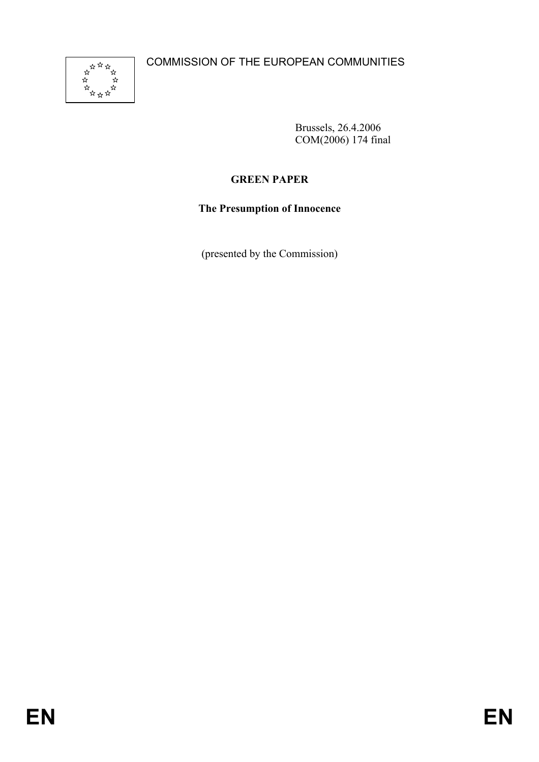COMMISSION OF THE EUROPEAN COMMUNITIES

Brussels, 26.4.2006
COM(2006) 174 final

# GREEN PAPER

## The Presumption of Innocence

(presented by the Commission)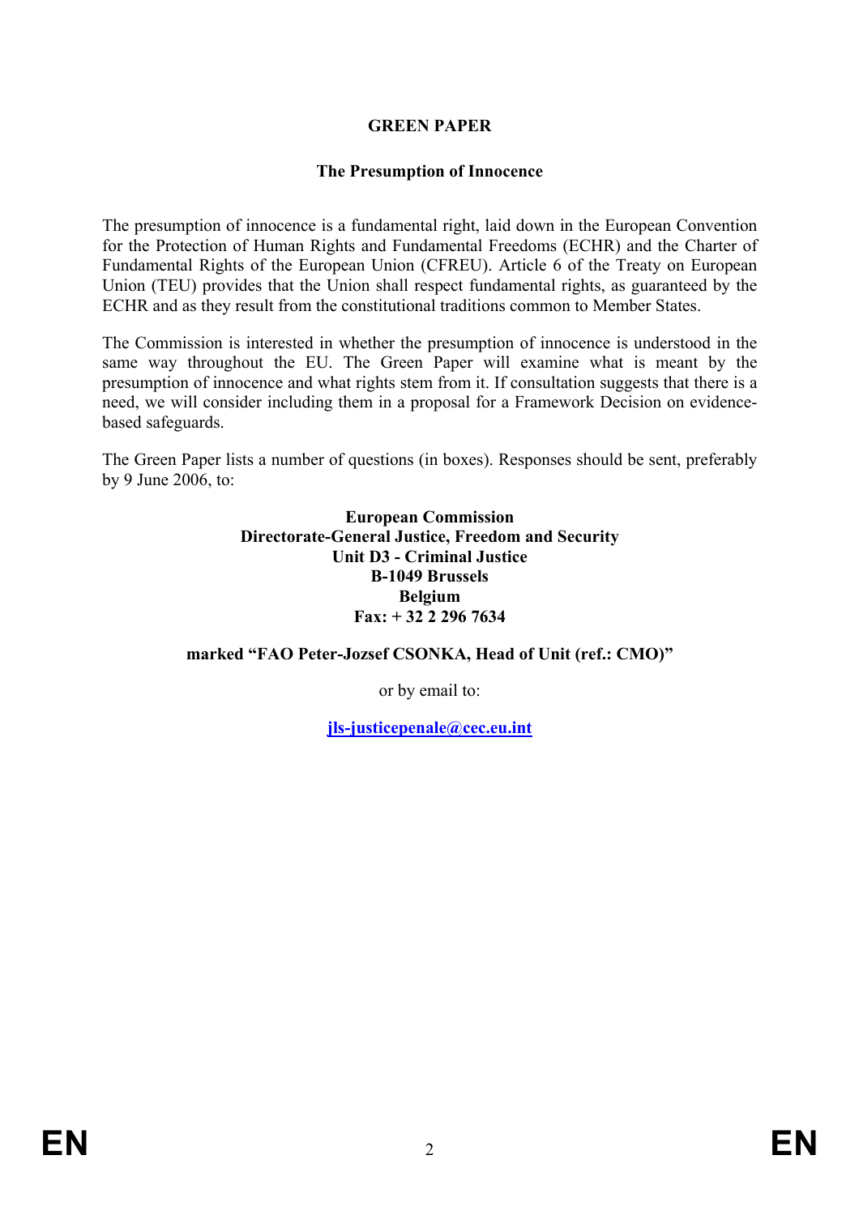# GREEN PAPER

## The Presumption of Innocence

The presumption of innocence is a fundamental right, laid down in the European Convention for the Protection of Human Rights and Fundamental Freedoms (ECHR) and the Charter of Fundamental Rights of the European Union (CFREU). Article 6 of the Treaty on European Union (TEU) provides that the Union shall respect fundamental rights, as guaranteed by the ECHR and as they result from the constitutional traditions common to Member States.

The Commission is interested in whether the presumption of innocence is understood in the same way throughout the EU. The Green Paper will examine what is meant by the presumption of innocence and what rights stem from it. If consultation suggests that there is a need, we will consider including them in a proposal for a Framework Decision on evidence-based safeguards.

The Green Paper lists a number of questions (in boxes). Responses should be sent, preferably by 9 June 2006, to:

**European Commission**
**Directorate-General Justice, Freedom and Security**
**Unit D3 - Criminal Justice**
**B-1049 Brussels**
**Belgium**
**Fax: + 32 2 296 7634**

**marked "FAO Peter-Jozsef CSONKA, Head of Unit (ref.: CMO)"**

or by email to:

**jls-justicepenale@cec.eu.int**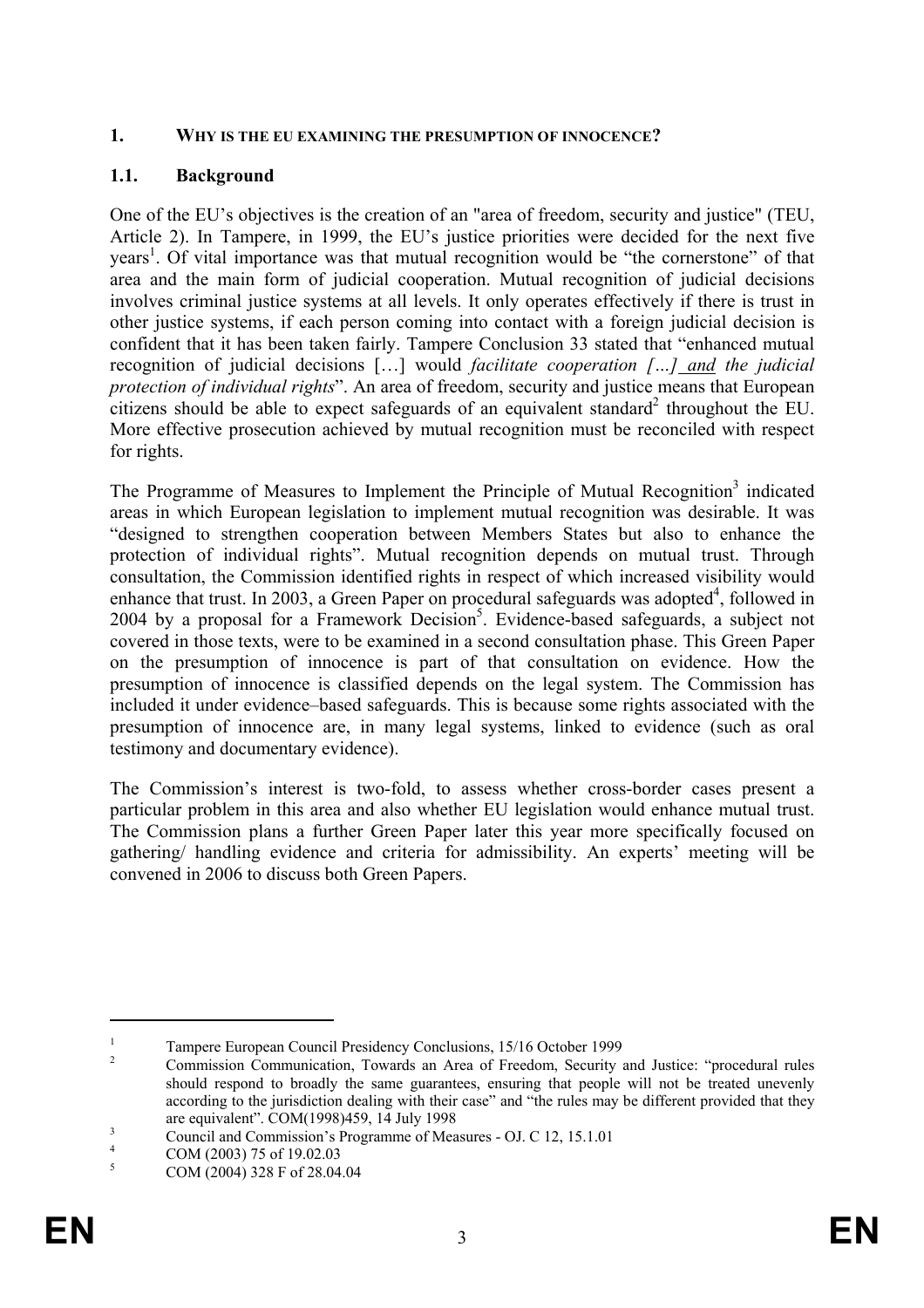## 1. WHY IS THE EU EXAMINING THE PRESUMPTION OF INNOCENCE?

### 1.1. Background

One of the EU's objectives is the creation of an "area of freedom, security and justice" (TEU, Article 2). In Tampere, in 1999, the EU's justice priorities were decided for the next five years[1]. Of vital importance was that mutual recognition would be "the cornerstone" of that area and the main form of judicial cooperation. Mutual recognition of judicial decisions involves criminal justice systems at all levels. It only operates effectively if there is trust in other justice systems, if each person coming into contact with a foreign judicial decision is confident that it has been taken fairly. Tampere Conclusion 33 stated that "enhanced mutual recognition of judicial decisions […] would *facilitate cooperation […] and the judicial protection of individual rights*". An area of freedom, security and justice means that European citizens should be able to expect safeguards of an equivalent standard[2] throughout the EU. More effective prosecution achieved by mutual recognition must be reconciled with respect for rights.

The Programme of Measures to Implement the Principle of Mutual Recognition[3] indicated areas in which European legislation to implement mutual recognition was desirable. It was "designed to strengthen cooperation between Members States but also to enhance the protection of individual rights". Mutual recognition depends on mutual trust. Through consultation, the Commission identified rights in respect of which increased visibility would enhance that trust. In 2003, a Green Paper on procedural safeguards was adopted[4], followed in 2004 by a proposal for a Framework Decision[5]. Evidence-based safeguards, a subject not covered in those texts, were to be examined in a second consultation phase. This Green Paper on the presumption of innocence is part of that consultation on evidence. How the presumption of innocence is classified depends on the legal system. The Commission has included it under evidence–based safeguards. This is because some rights associated with the presumption of innocence are, in many legal systems, linked to evidence (such as oral testimony and documentary evidence).

The Commission's interest is two-fold, to assess whether cross-border cases present a particular problem in this area and also whether EU legislation would enhance mutual trust. The Commission plans a further Green Paper later this year more specifically focused on gathering/ handling evidence and criteria for admissibility. An experts' meeting will be convened in 2006 to discuss both Green Papers.

---

[1] Tampere European Council Presidency Conclusions, 15/16 October 1999

[2] Commission Communication, Towards an Area of Freedom, Security and Justice: "procedural rules should respond to broadly the same guarantees, ensuring that people will not be treated unevenly according to the jurisdiction dealing with their case" and "the rules may be different provided that they are equivalent". COM(1998)459, 14 July 1998

[3] Council and Commission's Programme of Measures - OJ. C 12, 15.1.01

[4] COM (2003) 75 of 19.02.03

[5] COM (2004) 328 F of 28.04.04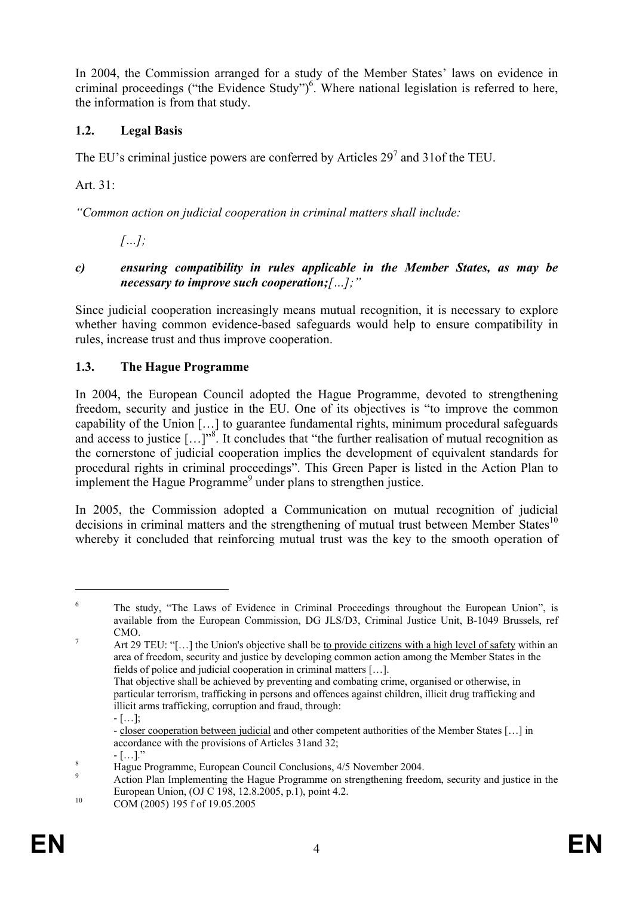In 2004, the Commission arranged for a study of the Member States' laws on evidence in criminal proceedings ("the Evidence Study")[6]. Where national legislation is referred to here, the information is from that study.

### 1.2. Legal Basis

The EU's criminal justice powers are conferred by Articles 29[7] and 31of the TEU.

Art. 31:

*"Common action on judicial cooperation in criminal matters shall include:*

*[…];*

***c) ensuring compatibility in rules applicable in the Member States, as may be necessary to improve such cooperation;**[…];"*

Since judicial cooperation increasingly means mutual recognition, it is necessary to explore whether having common evidence-based safeguards would help to ensure compatibility in rules, increase trust and thus improve cooperation.

### 1.3. The Hague Programme

In 2004, the European Council adopted the Hague Programme, devoted to strengthening freedom, security and justice in the EU. One of its objectives is "to improve the common capability of the Union […] to guarantee fundamental rights, minimum procedural safeguards and access to justice […]"[8]. It concludes that "the further realisation of mutual recognition as the cornerstone of judicial cooperation implies the development of equivalent standards for procedural rights in criminal proceedings". This Green Paper is listed in the Action Plan to implement the Hague Programme[9] under plans to strengthen justice.

In 2005, the Commission adopted a Communication on mutual recognition of judicial decisions in criminal matters and the strengthening of mutual trust between Member States[10] whereby it concluded that reinforcing mutual trust was the key to the smooth operation of

---

[6] The study, "The Laws of Evidence in Criminal Proceedings throughout the European Union", is available from the European Commission, DG JLS/D3, Criminal Justice Unit, B-1049 Brussels, ref CMO.

[7] Art 29 TEU: "[…] the Union's objective shall be to provide citizens with a high level of safety within an area of freedom, security and justice by developing common action among the Member States in the fields of police and judicial cooperation in criminal matters […].
That objective shall be achieved by preventing and combating crime, organised or otherwise, in particular terrorism, trafficking in persons and offences against children, illicit drug trafficking and illicit arms trafficking, corruption and fraud, through:
- […];
- closer cooperation between judicial and other competent authorities of the Member States […] in accordance with the provisions of Articles 31and 32;
- […]."

[8] Hague Programme, European Council Conclusions, 4/5 November 2004.

[9] Action Plan Implementing the Hague Programme on strengthening freedom, security and justice in the European Union, (OJ C 198, 12.8.2005, p.1), point 4.2.

[10] COM (2005) 195 f of 19.05.2005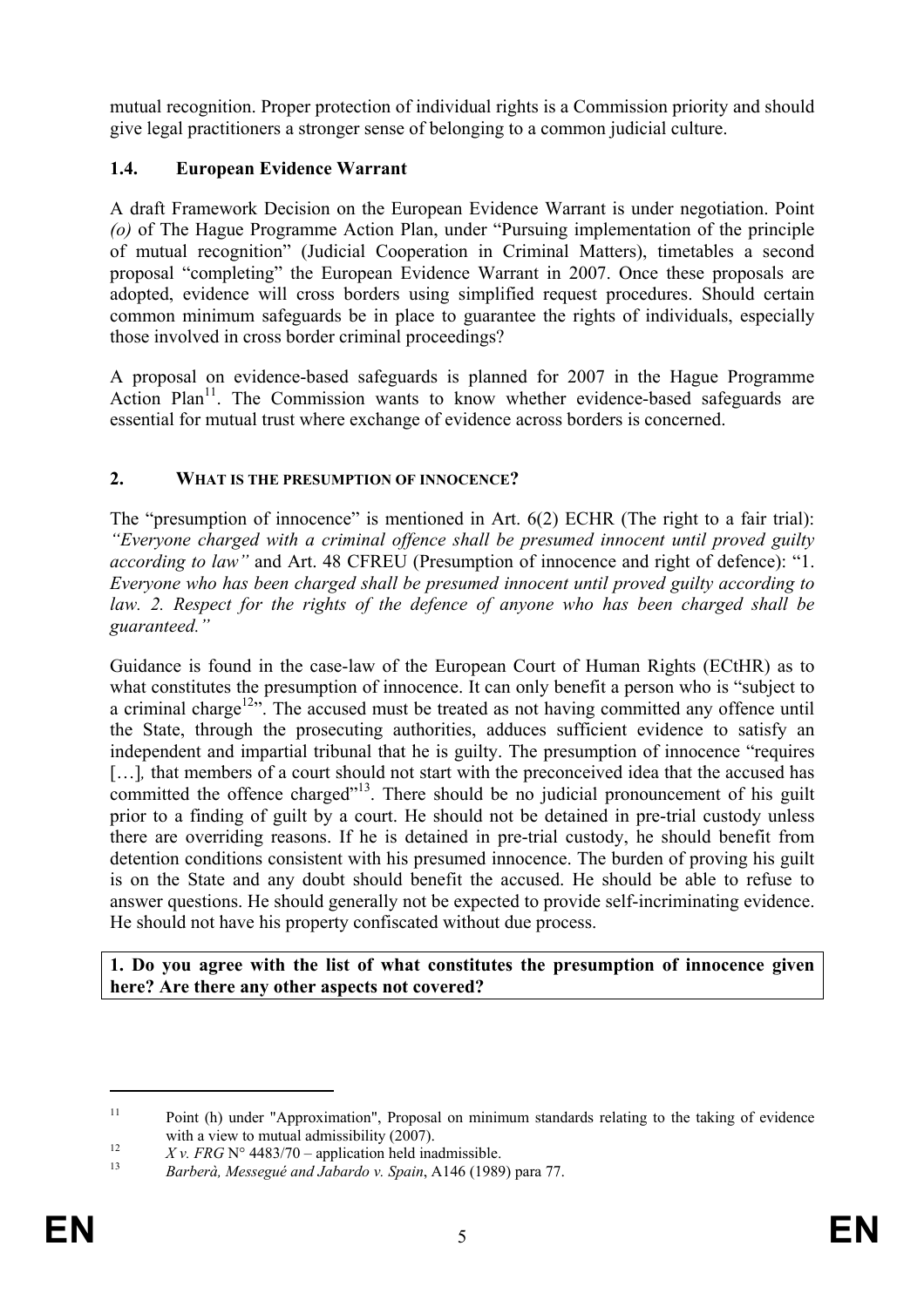mutual recognition. Proper protection of individual rights is a Commission priority and should give legal practitioners a stronger sense of belonging to a common judicial culture.

### 1.4. European Evidence Warrant

A draft Framework Decision on the European Evidence Warrant is under negotiation. Point *(o)* of The Hague Programme Action Plan, under "Pursuing implementation of the principle of mutual recognition" (Judicial Cooperation in Criminal Matters), timetables a second proposal "completing" the European Evidence Warrant in 2007. Once these proposals are adopted, evidence will cross borders using simplified request procedures. Should certain common minimum safeguards be in place to guarantee the rights of individuals, especially those involved in cross border criminal proceedings?

A proposal on evidence-based safeguards is planned for 2007 in the Hague Programme Action Plan[11]. The Commission wants to know whether evidence-based safeguards are essential for mutual trust where exchange of evidence across borders is concerned.

## 2. WHAT IS THE PRESUMPTION OF INNOCENCE?

The "presumption of innocence" is mentioned in Art. 6(2) ECHR (The right to a fair trial): *"Everyone charged with a criminal offence shall be presumed innocent until proved guilty according to law"* and Art. 48 CFREU (Presumption of innocence and right of defence): "1. *Everyone who has been charged shall be presumed innocent until proved guilty according to law. 2. Respect for the rights of the defence of anyone who has been charged shall be guaranteed."*

Guidance is found in the case-law of the European Court of Human Rights (ECtHR) as to what constitutes the presumption of innocence. It can only benefit a person who is "subject to a criminal charge[12]". The accused must be treated as not having committed any offence until the State, through the prosecuting authorities, adduces sufficient evidence to satisfy an independent and impartial tribunal that he is guilty. The presumption of innocence "requires […], that members of a court should not start with the preconceived idea that the accused has committed the offence charged"[13]. There should be no judicial pronouncement of his guilt prior to a finding of guilt by a court. He should not be detained in pre-trial custody unless there are overriding reasons. If he is detained in pre-trial custody, he should benefit from detention conditions consistent with his presumed innocence. The burden of proving his guilt is on the State and any doubt should benefit the accused. He should be able to refuse to answer questions. He should generally not be expected to provide self-incriminating evidence. He should not have his property confiscated without due process.

**1. Do you agree with the list of what constitutes the presumption of innocence given here? Are there any other aspects not covered?**

---

[11] Point (h) under "Approximation", Proposal on minimum standards relating to the taking of evidence with a view to mutual admissibility (2007).

[12] *X v. FRG* N° 4483/70 – application held inadmissible.

[13] *Barberà, Messegué and Jabardo v. Spain*, A146 (1989) para 77.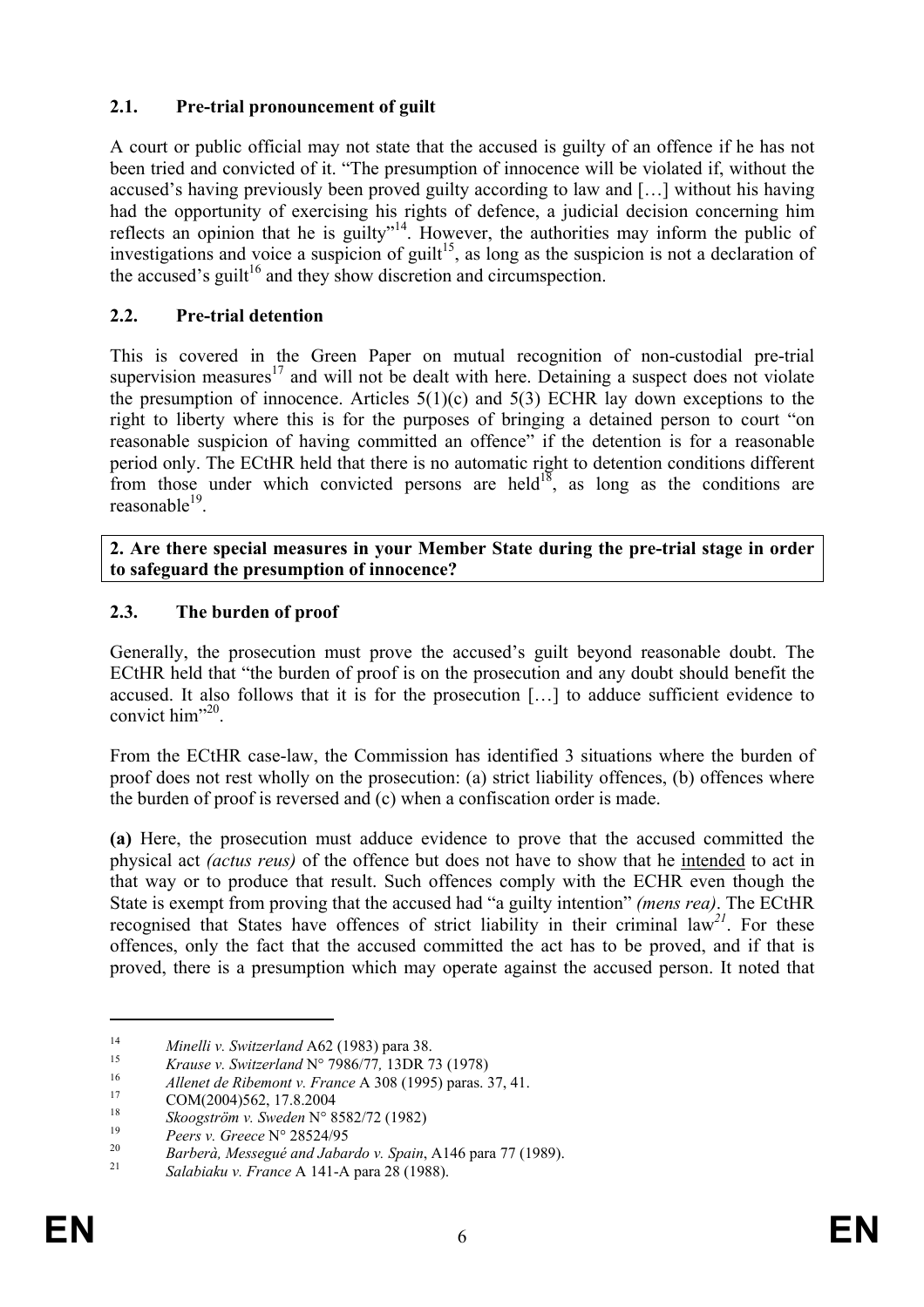### 2.1. Pre-trial pronouncement of guilt

A court or public official may not state that the accused is guilty of an offence if he has not been tried and convicted of it. "The presumption of innocence will be violated if, without the accused's having previously been proved guilty according to law and […] without his having had the opportunity of exercising his rights of defence, a judicial decision concerning him reflects an opinion that he is guilty"[14]. However, the authorities may inform the public of investigations and voice a suspicion of guilt[15], as long as the suspicion is not a declaration of the accused's guilt[16] and they show discretion and circumspection.

### 2.2. Pre-trial detention

This is covered in the Green Paper on mutual recognition of non-custodial pre-trial supervision measures[17] and will not be dealt with here. Detaining a suspect does not violate the presumption of innocence. Articles 5(1)(c) and 5(3) ECHR lay down exceptions to the right to liberty where this is for the purposes of bringing a detained person to court "on reasonable suspicion of having committed an offence" if the detention is for a reasonable period only. The ECtHR held that there is no automatic right to detention conditions different from those under which convicted persons are held[18], as long as the conditions are reasonable[19].

**2. Are there special measures in your Member State during the pre-trial stage in order to safeguard the presumption of innocence?**

### 2.3. The burden of proof

Generally, the prosecution must prove the accused's guilt beyond reasonable doubt. The ECtHR held that "the burden of proof is on the prosecution and any doubt should benefit the accused. It also follows that it is for the prosecution […] to adduce sufficient evidence to convict him"[20].

From the ECtHR case-law, the Commission has identified 3 situations where the burden of proof does not rest wholly on the prosecution: (a) strict liability offences, (b) offences where the burden of proof is reversed and (c) when a confiscation order is made.

**(a)** Here, the prosecution must adduce evidence to prove that the accused committed the physical act *(actus reus)* of the offence but does not have to show that he intended to act in that way or to produce that result. Such offences comply with the ECHR even though the State is exempt from proving that the accused had "a guilty intention" *(mens rea)*. The ECtHR recognised that States have offences of strict liability in their criminal law[21]. For these offences, only the fact that the accused committed the act has to be proved, and if that is proved, there is a presumption which may operate against the accused person. It noted that

---

[14] *Minelli v. Switzerland* A62 (1983) para 38.

[15] *Krause v. Switzerland* N° 7986/77*,* 13DR 73 (1978)

[16] *Allenet de Ribemont v. France* A 308 (1995) paras. 37, 41.

[17] COM(2004)562, 17.8.2004

[18] *Skoogström v. Sweden* N° 8582/72 (1982)

[19] *Peers v. Greece* N° 28524/95

[20] *Barberà, Messegué and Jabardo v. Spain*, A146 para 77 (1989).

[21] *Salabiaku v. France* A 141-A para 28 (1988).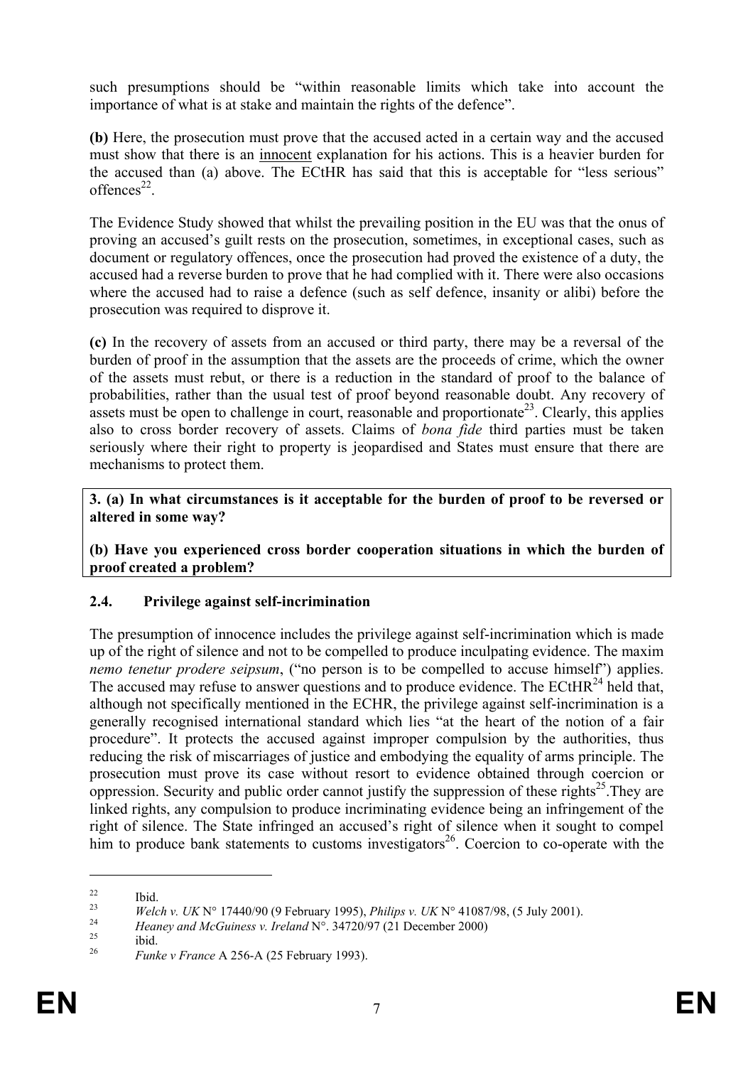such presumptions should be "within reasonable limits which take into account the importance of what is at stake and maintain the rights of the defence".

**(b)** Here, the prosecution must prove that the accused acted in a certain way and the accused must show that there is an innocent explanation for his actions. This is a heavier burden for the accused than (a) above. The ECtHR has said that this is acceptable for "less serious" offences[22].

The Evidence Study showed that whilst the prevailing position in the EU was that the onus of proving an accused's guilt rests on the prosecution, sometimes, in exceptional cases, such as document or regulatory offences, once the prosecution had proved the existence of a duty, the accused had a reverse burden to prove that he had complied with it. There were also occasions where the accused had to raise a defence (such as self defence, insanity or alibi) before the prosecution was required to disprove it.

**(c)** In the recovery of assets from an accused or third party, there may be a reversal of the burden of proof in the assumption that the assets are the proceeds of crime, which the owner of the assets must rebut, or there is a reduction in the standard of proof to the balance of probabilities, rather than the usual test of proof beyond reasonable doubt. Any recovery of assets must be open to challenge in court, reasonable and proportionate[23]. Clearly, this applies also to cross border recovery of assets. Claims of *bona fide* third parties must be taken seriously where their right to property is jeopardised and States must ensure that there are mechanisms to protect them.

**3. (a) In what circumstances is it acceptable for the burden of proof to be reversed or altered in some way?**

**(b) Have you experienced cross border cooperation situations in which the burden of proof created a problem?**

### 2.4. Privilege against self-incrimination

The presumption of innocence includes the privilege against self-incrimination which is made up of the right of silence and not to be compelled to produce inculpating evidence. The maxim *nemo tenetur prodere seipsum*, ("no person is to be compelled to accuse himself") applies. The accused may refuse to answer questions and to produce evidence. The ECtHR[24] held that, although not specifically mentioned in the ECHR, the privilege against self-incrimination is a generally recognised international standard which lies "at the heart of the notion of a fair procedure". It protects the accused against improper compulsion by the authorities, thus reducing the risk of miscarriages of justice and embodying the equality of arms principle. The prosecution must prove its case without resort to evidence obtained through coercion or oppression. Security and public order cannot justify the suppression of these rights[25].They are linked rights, any compulsion to produce incriminating evidence being an infringement of the right of silence. The State infringed an accused's right of silence when it sought to compel him to produce bank statements to customs investigators[26]. Coercion to co-operate with the

---

[22] Ibid.

[23] *Welch v. UK* N° 17440/90 (9 February 1995), *Philips v. UK* N° 41087/98, (5 July 2001).

[24] *Heaney and McGuiness v. Ireland* N°. 34720/97 (21 December 2000)

[25] ibid.

[26] *Funke v France* A 256-A (25 February 1993).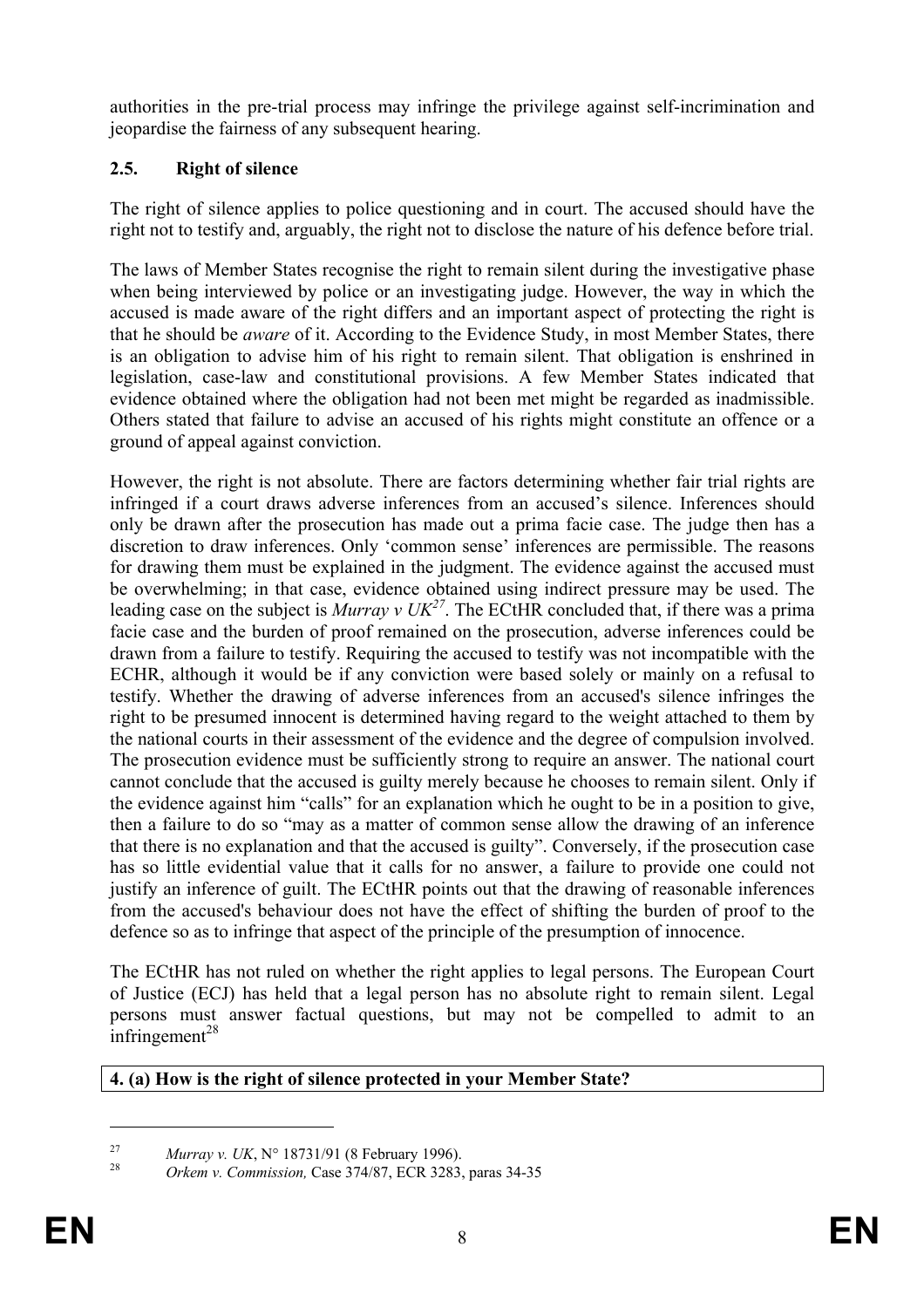authorities in the pre-trial process may infringe the privilege against self-incrimination and jeopardise the fairness of any subsequent hearing.

## 2.5. Right of silence

The right of silence applies to police questioning and in court. The accused should have the right not to testify and, arguably, the right not to disclose the nature of his defence before trial.

The laws of Member States recognise the right to remain silent during the investigative phase when being interviewed by police or an investigating judge. However, the way in which the accused is made aware of the right differs and an important aspect of protecting the right is that he should be *aware* of it. According to the Evidence Study, in most Member States, there is an obligation to advise him of his right to remain silent. That obligation is enshrined in legislation, case-law and constitutional provisions. A few Member States indicated that evidence obtained where the obligation had not been met might be regarded as inadmissible. Others stated that failure to advise an accused of his rights might constitute an offence or a ground of appeal against conviction.

However, the right is not absolute. There are factors determining whether fair trial rights are infringed if a court draws adverse inferences from an accused's silence. Inferences should only be drawn after the prosecution has made out a prima facie case. The judge then has a discretion to draw inferences. Only 'common sense' inferences are permissible. The reasons for drawing them must be explained in the judgment. The evidence against the accused must be overwhelming; in that case, evidence obtained using indirect pressure may be used. The leading case on the subject is *Murray v UK*[27]. The ECtHR concluded that, if there was a prima facie case and the burden of proof remained on the prosecution, adverse inferences could be drawn from a failure to testify. Requiring the accused to testify was not incompatible with the ECHR, although it would be if any conviction were based solely or mainly on a refusal to testify. Whether the drawing of adverse inferences from an accused's silence infringes the right to be presumed innocent is determined having regard to the weight attached to them by the national courts in their assessment of the evidence and the degree of compulsion involved. The prosecution evidence must be sufficiently strong to require an answer. The national court cannot conclude that the accused is guilty merely because he chooses to remain silent. Only if the evidence against him "calls" for an explanation which he ought to be in a position to give, then a failure to do so "may as a matter of common sense allow the drawing of an inference that there is no explanation and that the accused is guilty". Conversely, if the prosecution case has so little evidential value that it calls for no answer, a failure to provide one could not justify an inference of guilt. The ECtHR points out that the drawing of reasonable inferences from the accused's behaviour does not have the effect of shifting the burden of proof to the defence so as to infringe that aspect of the principle of the presumption of innocence.

The ECtHR has not ruled on whether the right applies to legal persons. The European Court of Justice (ECJ) has held that a legal person has no absolute right to remain silent. Legal persons must answer factual questions, but may not be compelled to admit to an infringement[28]

**4. (a) How is the right of silence protected in your Member State?**

---

[27] *Murray v. UK*, N° 18731/91 (8 February 1996).

[28] *Orkem v. Commission,* Case 374/87, ECR 3283, paras 34-35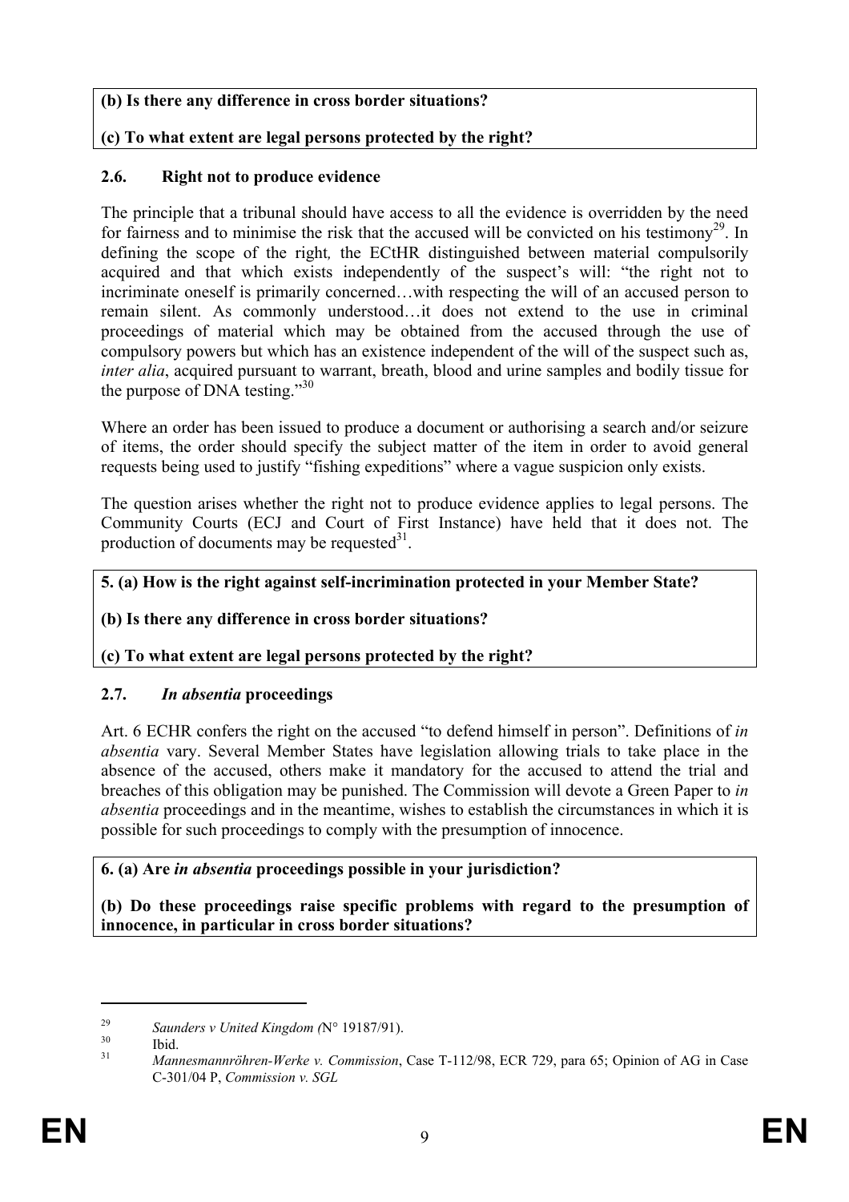**(b) Is there any difference in cross border situations?**

**(c) To what extent are legal persons protected by the right?**

### 2.6. Right not to produce evidence

The principle that a tribunal should have access to all the evidence is overridden by the need for fairness and to minimise the risk that the accused will be convicted on his testimony[29]. In defining the scope of the right*,* the ECtHR distinguished between material compulsorily acquired and that which exists independently of the suspect's will: "the right not to incriminate oneself is primarily concerned…with respecting the will of an accused person to remain silent. As commonly understood…it does not extend to the use in criminal proceedings of material which may be obtained from the accused through the use of compulsory powers but which has an existence independent of the will of the suspect such as, *inter alia*, acquired pursuant to warrant, breath, blood and urine samples and bodily tissue for the purpose of DNA testing."[30]

Where an order has been issued to produce a document or authorising a search and/or seizure of items, the order should specify the subject matter of the item in order to avoid general requests being used to justify "fishing expeditions" where a vague suspicion only exists.

The question arises whether the right not to produce evidence applies to legal persons. The Community Courts (ECJ and Court of First Instance) have held that it does not. The production of documents may be requested[31].

**5. (a) How is the right against self-incrimination protected in your Member State?**

**(b) Is there any difference in cross border situations?**

**(c) To what extent are legal persons protected by the right?**

### 2.7. *In absentia* proceedings

Art. 6 ECHR confers the right on the accused "to defend himself in person". Definitions of *in absentia* vary. Several Member States have legislation allowing trials to take place in the absence of the accused, others make it mandatory for the accused to attend the trial and breaches of this obligation may be punished. The Commission will devote a Green Paper to *in absentia* proceedings and in the meantime, wishes to establish the circumstances in which it is possible for such proceedings to comply with the presumption of innocence.

**6. (a) Are *in absentia* proceedings possible in your jurisdiction?**

**(b) Do these proceedings raise specific problems with regard to the presumption of innocence, in particular in cross border situations?**

---

[29] *Saunders v United Kingdom (*N° 19187/91).

[30] Ibid.

[31] *Mannesmannröhren-Werke v. Commission*, Case T-112/98, ECR 729, para 65; Opinion of AG in Case C-301/04 P, *Commission v. SGL*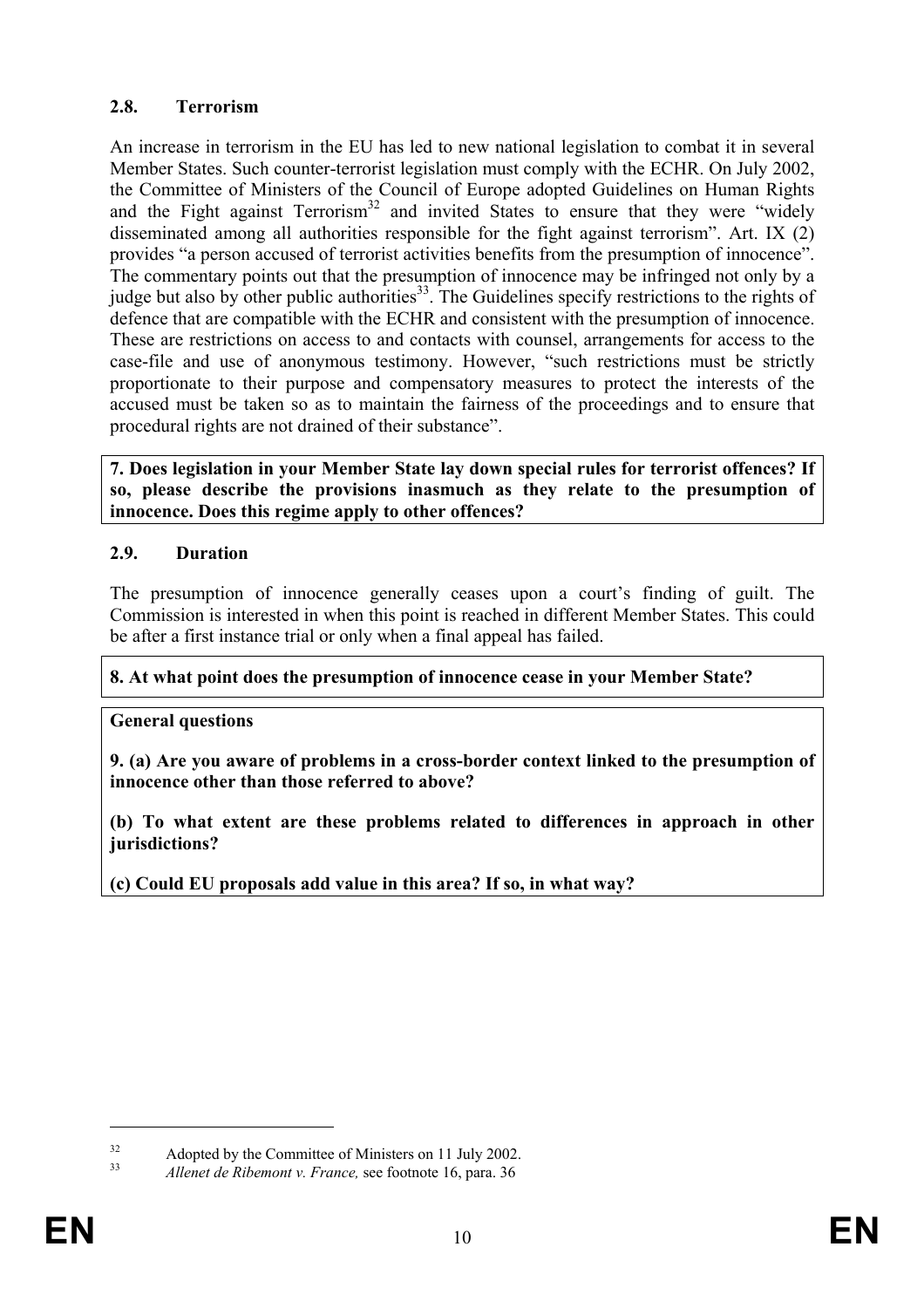## 2.8. Terrorism

An increase in terrorism in the EU has led to new national legislation to combat it in several Member States. Such counter-terrorist legislation must comply with the ECHR. On July 2002, the Committee of Ministers of the Council of Europe adopted Guidelines on Human Rights and the Fight against Terrorism[32] and invited States to ensure that they were "widely disseminated among all authorities responsible for the fight against terrorism". Art. IX (2) provides "a person accused of terrorist activities benefits from the presumption of innocence". The commentary points out that the presumption of innocence may be infringed not only by a judge but also by other public authorities[33]. The Guidelines specify restrictions to the rights of defence that are compatible with the ECHR and consistent with the presumption of innocence. These are restrictions on access to and contacts with counsel, arrangements for access to the case-file and use of anonymous testimony. However, "such restrictions must be strictly proportionate to their purpose and compensatory measures to protect the interests of the accused must be taken so as to maintain the fairness of the proceedings and to ensure that procedural rights are not drained of their substance".

**7. Does legislation in your Member State lay down special rules for terrorist offences? If so, please describe the provisions inasmuch as they relate to the presumption of innocence. Does this regime apply to other offences?**

## 2.9. Duration

The presumption of innocence generally ceases upon a court's finding of guilt. The Commission is interested in when this point is reached in different Member States. This could be after a first instance trial or only when a final appeal has failed.

**8. At what point does the presumption of innocence cease in your Member State?**

**General questions**

**9. (a) Are you aware of problems in a cross-border context linked to the presumption of innocence other than those referred to above?**

**(b) To what extent are these problems related to differences in approach in other jurisdictions?**

**(c) Could EU proposals add value in this area? If so, in what way?**

---

[32] Adopted by the Committee of Ministers on 11 July 2002.

[33] *Allenet de Ribemont v. France,* see footnote 16, para. 36